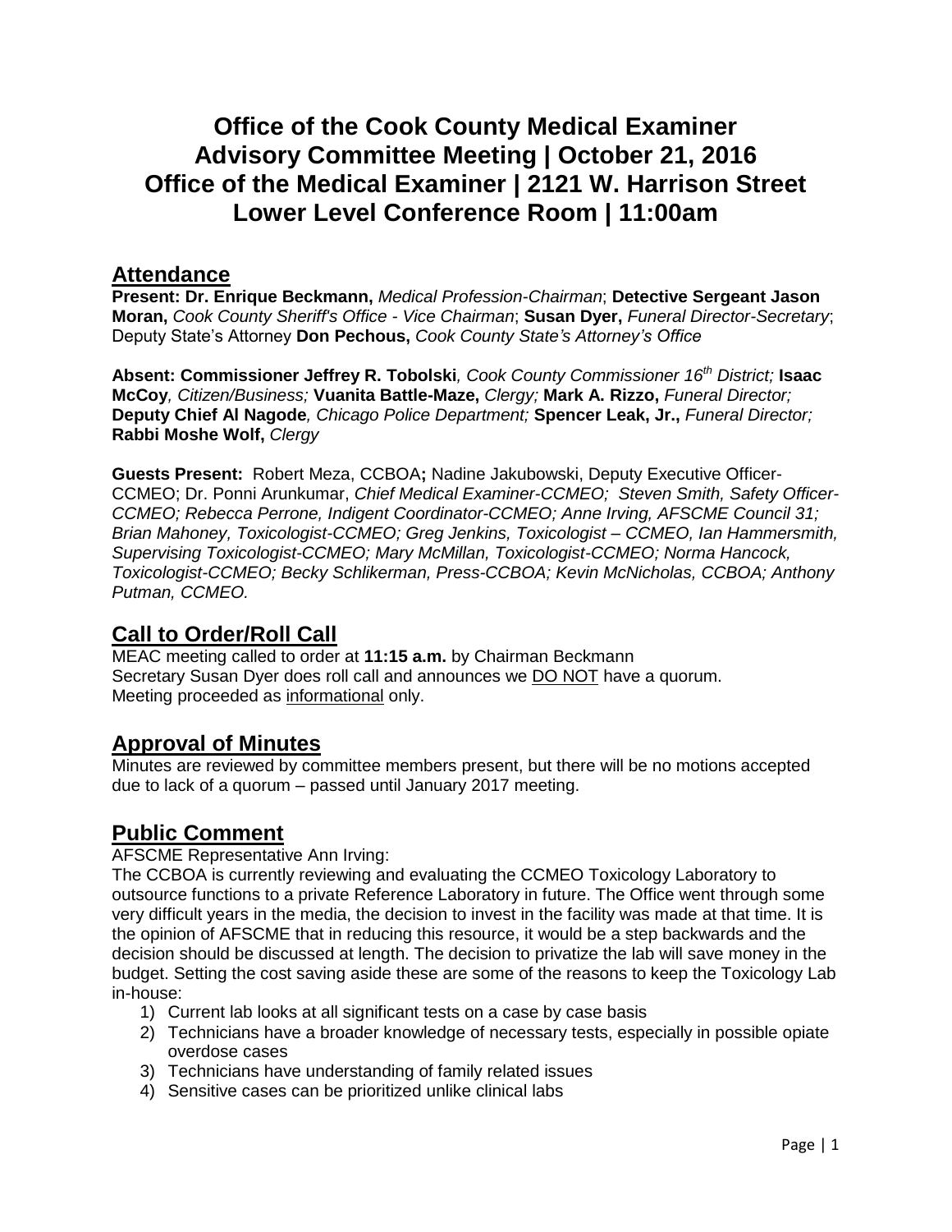# Office of the Cook County Medical Examiner
# Advisory Committee Meeting | October 21, 2016
# Office of the Medical Examiner | 2121 W. Harrison Street
# Lower Level Conference Room | 11:00am

## Attendance

**Present: Dr. Enrique Beckmann,** *Medical Profession-Chairman*; **Detective Sergeant Jason Moran,** *Cook County Sheriff's Office - Vice Chairman*; **Susan Dyer,** *Funeral Director-Secretary*; Deputy State's Attorney **Don Pechous,** *Cook County State's Attorney's Office*

**Absent: Commissioner Jeffrey R. Tobolski***, Cook County Commissioner 16th District;* **Isaac McCoy***, Citizen/Business;* **Vuanita Battle-Maze,** *Clergy;* **Mark A. Rizzo,** *Funeral Director;* **Deputy Chief Al Nagode***, Chicago Police Department;* **Spencer Leak, Jr.,** *Funeral Director;* **Rabbi Moshe Wolf,** *Clergy*

**Guests Present:** Robert Meza, CCBOA**;** Nadine Jakubowski, Deputy Executive Officer-CCMEO; Dr. Ponni Arunkumar, *Chief Medical Examiner-CCMEO; Steven Smith, Safety Officer-CCMEO; Rebecca Perrone, Indigent Coordinator-CCMEO; Anne Irving, AFSCME Council 31; Brian Mahoney, Toxicologist-CCMEO; Greg Jenkins, Toxicologist – CCMEO, Ian Hammersmith, Supervising Toxicologist-CCMEO; Mary McMillan, Toxicologist-CCMEO; Norma Hancock, Toxicologist-CCMEO; Becky Schlikerman, Press-CCBOA; Kevin McNicholas, CCBOA; Anthony Putman, CCMEO.*

## Call to Order/Roll Call

MEAC meeting called to order at **11:15 a.m.** by Chairman Beckmann
Secretary Susan Dyer does roll call and announces we DO NOT have a quorum.
Meeting proceeded as informational only.

## Approval of Minutes

Minutes are reviewed by committee members present, but there will be no motions accepted due to lack of a quorum – passed until January 2017 meeting.

## Public Comment

AFSCME Representative Ann Irving:
The CCBOA is currently reviewing and evaluating the CCMEO Toxicology Laboratory to outsource functions to a private Reference Laboratory in future. The Office went through some very difficult years in the media, the decision to invest in the facility was made at that time. It is the opinion of AFSCME that in reducing this resource, it would be a step backwards and the decision should be discussed at length. The decision to privatize the lab will save money in the budget. Setting the cost saving aside these are some of the reasons to keep the Toxicology Lab in-house:

1) Current lab looks at all significant tests on a case by case basis
2) Technicians have a broader knowledge of necessary tests, especially in possible opiate overdose cases
3) Technicians have understanding of family related issues
4) Sensitive cases can be prioritized unlike clinical labs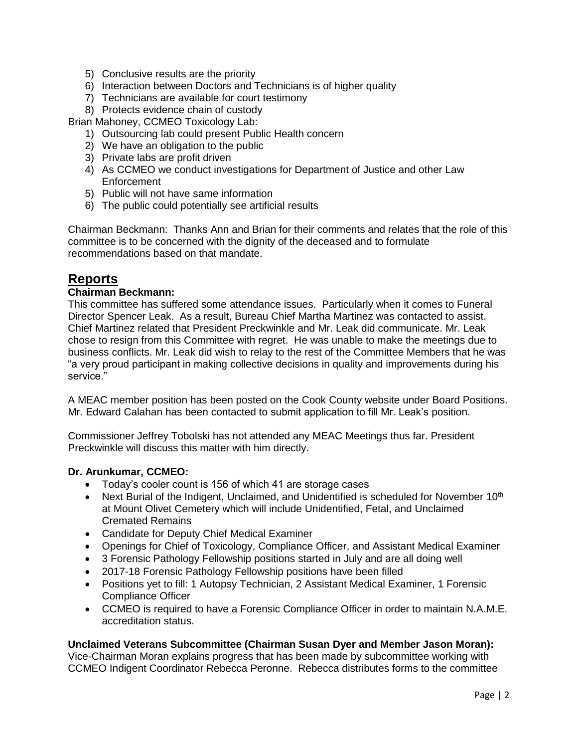5) Conclusive results are the priority
6) Interaction between Doctors and Technicians is of higher quality
7) Technicians are available for court testimony
8) Protects evidence chain of custody

Brian Mahoney, CCMEO Toxicology Lab:

1) Outsourcing lab could present Public Health concern
2) We have an obligation to the public
3) Private labs are profit driven
4) As CCMEO we conduct investigations for Department of Justice and other Law Enforcement
5) Public will not have same information
6) The public could potentially see artificial results

Chairman Beckmann: Thanks Ann and Brian for their comments and relates that the role of this committee is to be concerned with the dignity of the deceased and to formulate recommendations based on that mandate.

## Reports

**Chairman Beckmann:**

This committee has suffered some attendance issues. Particularly when it comes to Funeral Director Spencer Leak. As a result, Bureau Chief Martha Martinez was contacted to assist. Chief Martinez related that President Preckwinkle and Mr. Leak did communicate. Mr. Leak chose to resign from this Committee with regret. He was unable to make the meetings due to business conflicts. Mr. Leak did wish to relay to the rest of the Committee Members that he was "a very proud participant in making collective decisions in quality and improvements during his service."

A MEAC member position has been posted on the Cook County website under Board Positions. Mr. Edward Calahan has been contacted to submit application to fill Mr. Leak's position.

Commissioner Jeffrey Tobolski has not attended any MEAC Meetings thus far. President Preckwinkle will discuss this matter with him directly.

**Dr. Arunkumar, CCMEO:**

- Today's cooler count is 156 of which 41 are storage cases
- Next Burial of the Indigent, Unclaimed, and Unidentified is scheduled for November 10th at Mount Olivet Cemetery which will include Unidentified, Fetal, and Unclaimed Cremated Remains
- Candidate for Deputy Chief Medical Examiner
- Openings for Chief of Toxicology, Compliance Officer, and Assistant Medical Examiner
- 3 Forensic Pathology Fellowship positions started in July and are all doing well
- 2017-18 Forensic Pathology Fellowship positions have been filled
- Positions yet to fill: 1 Autopsy Technician, 2 Assistant Medical Examiner, 1 Forensic Compliance Officer
- CCMEO is required to have a Forensic Compliance Officer in order to maintain N.A.M.E. accreditation status.

**Unclaimed Veterans Subcommittee (Chairman Susan Dyer and Member Jason Moran):**

Vice-Chairman Moran explains progress that has been made by subcommittee working with CCMEO Indigent Coordinator Rebecca Peronne. Rebecca distributes forms to the committee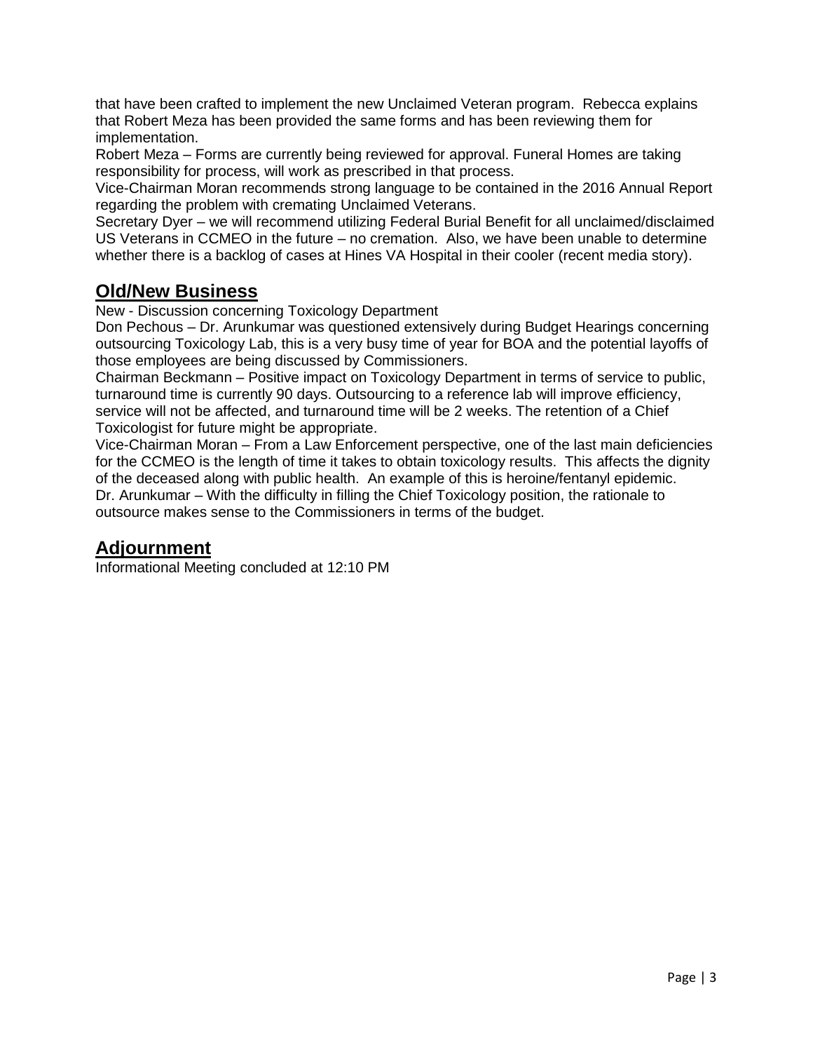that have been crafted to implement the new Unclaimed Veteran program. Rebecca explains that Robert Meza has been provided the same forms and has been reviewing them for implementation.

Robert Meza – Forms are currently being reviewed for approval. Funeral Homes are taking responsibility for process, will work as prescribed in that process.

Vice-Chairman Moran recommends strong language to be contained in the 2016 Annual Report regarding the problem with cremating Unclaimed Veterans.

Secretary Dyer – we will recommend utilizing Federal Burial Benefit for all unclaimed/disclaimed US Veterans in CCMEO in the future – no cremation. Also, we have been unable to determine whether there is a backlog of cases at Hines VA Hospital in their cooler (recent media story).

## Old/New Business

New - Discussion concerning Toxicology Department

Don Pechous – Dr. Arunkumar was questioned extensively during Budget Hearings concerning outsourcing Toxicology Lab, this is a very busy time of year for BOA and the potential layoffs of those employees are being discussed by Commissioners.

Chairman Beckmann – Positive impact on Toxicology Department in terms of service to public, turnaround time is currently 90 days. Outsourcing to a reference lab will improve efficiency, service will not be affected, and turnaround time will be 2 weeks. The retention of a Chief Toxicologist for future might be appropriate.

Vice-Chairman Moran – From a Law Enforcement perspective, one of the last main deficiencies for the CCMEO is the length of time it takes to obtain toxicology results. This affects the dignity of the deceased along with public health. An example of this is heroine/fentanyl epidemic.

Dr. Arunkumar – With the difficulty in filling the Chief Toxicology position, the rationale to outsource makes sense to the Commissioners in terms of the budget.

## Adjournment

Informational Meeting concluded at 12:10 PM